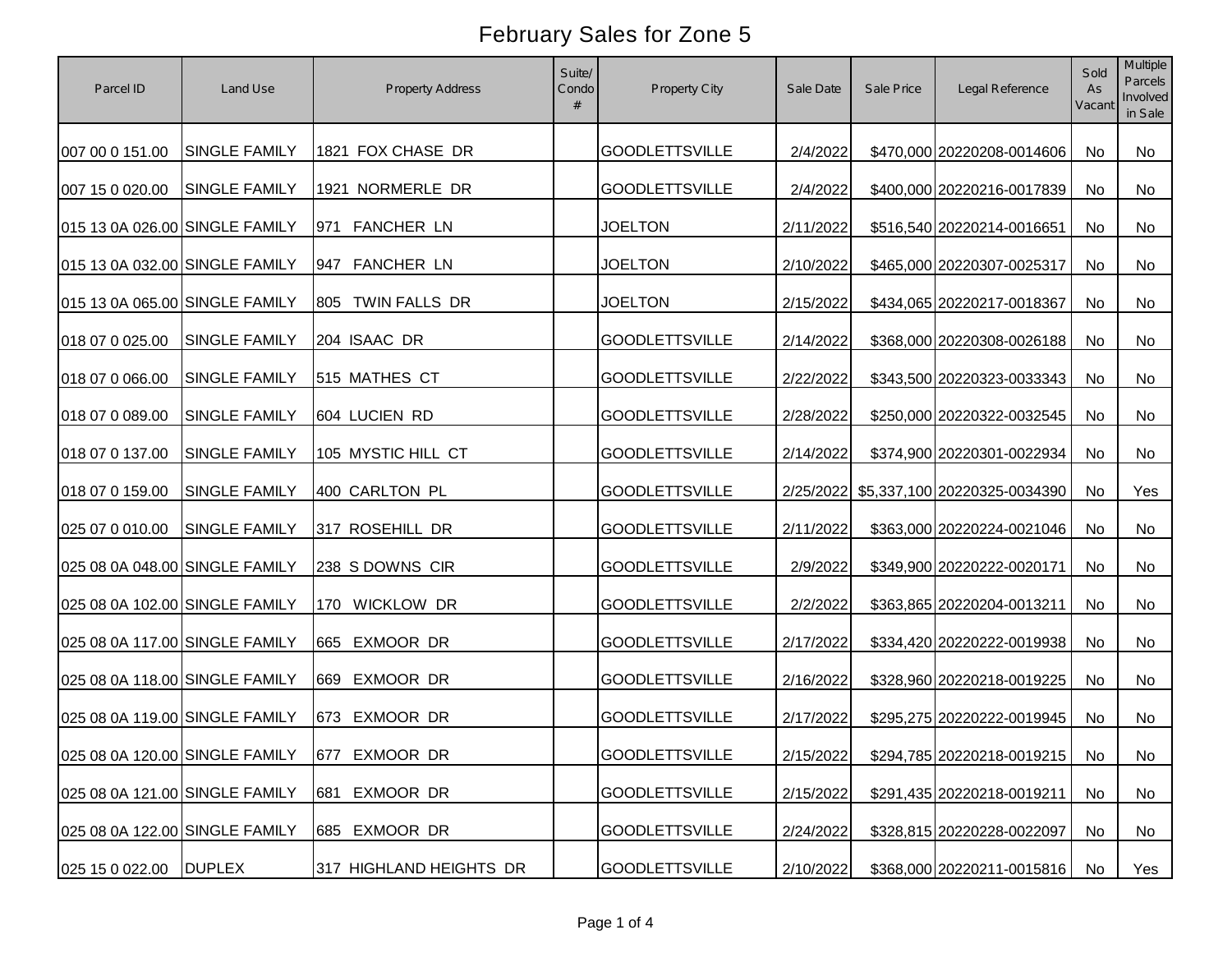# February Sales for Zone 5

| Parcel ID | Land Use | Property Address | Suite/ Condo # | Property City | Sale Date | Sale Price | Legal Reference | Sold As Vacant | Multiple Parcels Involved in Sale |
|---|---|---|---|---|---|---|---|---|---|
| 007 00 0 151.00 | SINGLE FAMILY | 1821 FOX CHASE DR | | GOODLETTSVILLE | 2/4/2022 | $470,000 | 20220208-0014606 | No | No |
| 007 15 0 020.00 | SINGLE FAMILY | 1921 NORMERLE DR | | GOODLETTSVILLE | 2/4/2022 | $400,000 | 20220216-0017839 | No | No |
| 015 13 0A 026.00 | SINGLE FAMILY | 971 FANCHER LN | | JOELTON | 2/11/2022 | $516,540 | 20220214-0016651 | No | No |
| 015 13 0A 032.00 | SINGLE FAMILY | 947 FANCHER LN | | JOELTON | 2/10/2022 | $465,000 | 20220307-0025317 | No | No |
| 015 13 0A 065.00 | SINGLE FAMILY | 805 TWIN FALLS DR | | JOELTON | 2/15/2022 | $434,065 | 20220217-0018367 | No | No |
| 018 07 0 025.00 | SINGLE FAMILY | 204 ISAAC DR | | GOODLETTSVILLE | 2/14/2022 | $368,000 | 20220308-0026188 | No | No |
| 018 07 0 066.00 | SINGLE FAMILY | 515 MATHES CT | | GOODLETTSVILLE | 2/22/2022 | $343,500 | 20220323-0033343 | No | No |
| 018 07 0 089.00 | SINGLE FAMILY | 604 LUCIEN RD | | GOODLETTSVILLE | 2/28/2022 | $250,000 | 20220322-0032545 | No | No |
| 018 07 0 137.00 | SINGLE FAMILY | 105 MYSTIC HILL CT | | GOODLETTSVILLE | 2/14/2022 | $374,900 | 20220301-0022934 | No | No |
| 018 07 0 159.00 | SINGLE FAMILY | 400 CARLTON PL | | GOODLETTSVILLE | 2/25/2022 | $5,337,100 | 20220325-0034390 | No | Yes |
| 025 07 0 010.00 | SINGLE FAMILY | 317 ROSEHILL DR | | GOODLETTSVILLE | 2/11/2022 | $363,000 | 20220224-0021046 | No | No |
| 025 08 0A 048.00 | SINGLE FAMILY | 238 S DOWNS CIR | | GOODLETTSVILLE | 2/9/2022 | $349,900 | 20220222-0020171 | No | No |
| 025 08 0A 102.00 | SINGLE FAMILY | 170 WICKLOW DR | | GOODLETTSVILLE | 2/2/2022 | $363,865 | 20220204-0013211 | No | No |
| 025 08 0A 117.00 | SINGLE FAMILY | 665 EXMOOR DR | | GOODLETTSVILLE | 2/17/2022 | $334,420 | 20220222-0019938 | No | No |
| 025 08 0A 118.00 | SINGLE FAMILY | 669 EXMOOR DR | | GOODLETTSVILLE | 2/16/2022 | $328,960 | 20220218-0019225 | No | No |
| 025 08 0A 119.00 | SINGLE FAMILY | 673 EXMOOR DR | | GOODLETTSVILLE | 2/17/2022 | $295,275 | 20220222-0019945 | No | No |
| 025 08 0A 120.00 | SINGLE FAMILY | 677 EXMOOR DR | | GOODLETTSVILLE | 2/15/2022 | $294,785 | 20220218-0019215 | No | No |
| 025 08 0A 121.00 | SINGLE FAMILY | 681 EXMOOR DR | | GOODLETTSVILLE | 2/15/2022 | $291,435 | 20220218-0019211 | No | No |
| 025 08 0A 122.00 | SINGLE FAMILY | 685 EXMOOR DR | | GOODLETTSVILLE | 2/24/2022 | $328,815 | 20220228-0022097 | No | No |
| 025 15 0 022.00 | DUPLEX | 317 HIGHLAND HEIGHTS DR | | GOODLETTSVILLE | 2/10/2022 | $368,000 | 20220211-0015816 | No | Yes |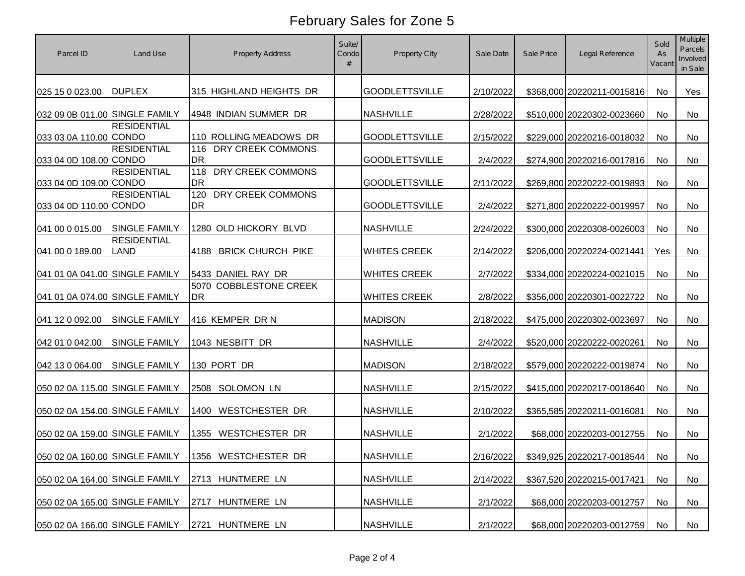# February Sales for Zone 5

| Parcel ID | Land Use | Property Address | Suite/ Condo # | Property City | Sale Date | Sale Price | Legal Reference | Sold As Vacant | Multiple Parcels Involved in Sale |
|---|---|---|---|---|---|---|---|---|---|
| 025 15 0 023.00 | DUPLEX | 315 HIGHLAND HEIGHTS DR | | GOODLETTSVILLE | 2/10/2022 | $368,000 | 20220211-0015816 | No | Yes |
| 032 09 0B 011.00 | SINGLE FAMILY | 4948 INDIAN SUMMER DR | | NASHVILLE | 2/28/2022 | $510,000 | 20220302-0023660 | No | No |
| 033 03 0A 110.00 | RESIDENTIAL CONDO | 110 ROLLING MEADOWS DR | | GOODLETTSVILLE | 2/15/2022 | $229,000 | 20220216-0018032 | No | No |
| 033 04 0D 108.00 | RESIDENTIAL CONDO | 116 DRY CREEK COMMONS DR | | GOODLETTSVILLE | 2/4/2022 | $274,900 | 20220216-0017816 | No | No |
| 033 04 0D 109.00 | RESIDENTIAL CONDO | 118 DRY CREEK COMMONS DR | | GOODLETTSVILLE | 2/11/2022 | $269,800 | 20220222-0019893 | No | No |
| 033 04 0D 110.00 | RESIDENTIAL CONDO | 120 DRY CREEK COMMONS DR | | GOODLETTSVILLE | 2/4/2022 | $271,800 | 20220222-0019957 | No | No |
| 041 00 0 015.00 | SINGLE FAMILY | 1280 OLD HICKORY BLVD | | NASHVILLE | 2/24/2022 | $300,000 | 20220308-0026003 | No | No |
| 041 00 0 189.00 | RESIDENTIAL LAND | 4188 BRICK CHURCH PIKE | | WHITES CREEK | 2/14/2022 | $206,000 | 20220224-0021441 | Yes | No |
| 041 01 0A 041.00 | SINGLE FAMILY | 5433 DANIEL RAY DR | | WHITES CREEK | 2/7/2022 | $334,000 | 20220224-0021015 | No | No |
| 041 01 0A 074.00 | SINGLE FAMILY | 5070 COBBLESTONE CREEK DR | | WHITES CREEK | 2/8/2022 | $356,000 | 20220301-0022722 | No | No |
| 041 12 0 092.00 | SINGLE FAMILY | 416 KEMPER DR N | | MADISON | 2/18/2022 | $475,000 | 20220302-0023697 | No | No |
| 042 01 0 042.00 | SINGLE FAMILY | 1043 NESBITT DR | | NASHVILLE | 2/4/2022 | $520,000 | 20220222-0020261 | No | No |
| 042 13 0 064.00 | SINGLE FAMILY | 130 PORT DR | | MADISON | 2/18/2022 | $579,000 | 20220222-0019874 | No | No |
| 050 02 0A 115.00 | SINGLE FAMILY | 2508 SOLOMON LN | | NASHVILLE | 2/15/2022 | $415,000 | 20220217-0018640 | No | No |
| 050 02 0A 154.00 | SINGLE FAMILY | 1400 WESTCHESTER DR | | NASHVILLE | 2/10/2022 | $365,585 | 20220211-0016081 | No | No |
| 050 02 0A 159.00 | SINGLE FAMILY | 1355 WESTCHESTER DR | | NASHVILLE | 2/1/2022 | $68,000 | 20220203-0012755 | No | No |
| 050 02 0A 160.00 | SINGLE FAMILY | 1356 WESTCHESTER DR | | NASHVILLE | 2/16/2022 | $349,925 | 20220217-0018544 | No | No |
| 050 02 0A 164.00 | SINGLE FAMILY | 2713 HUNTMERE LN | | NASHVILLE | 2/14/2022 | $367,520 | 20220215-0017421 | No | No |
| 050 02 0A 165.00 | SINGLE FAMILY | 2717 HUNTMERE LN | | NASHVILLE | 2/1/2022 | $68,000 | 20220203-0012757 | No | No |
| 050 02 0A 166.00 | SINGLE FAMILY | 2721 HUNTMERE LN | | NASHVILLE | 2/1/2022 | $68,000 | 20220203-0012759 | No | No |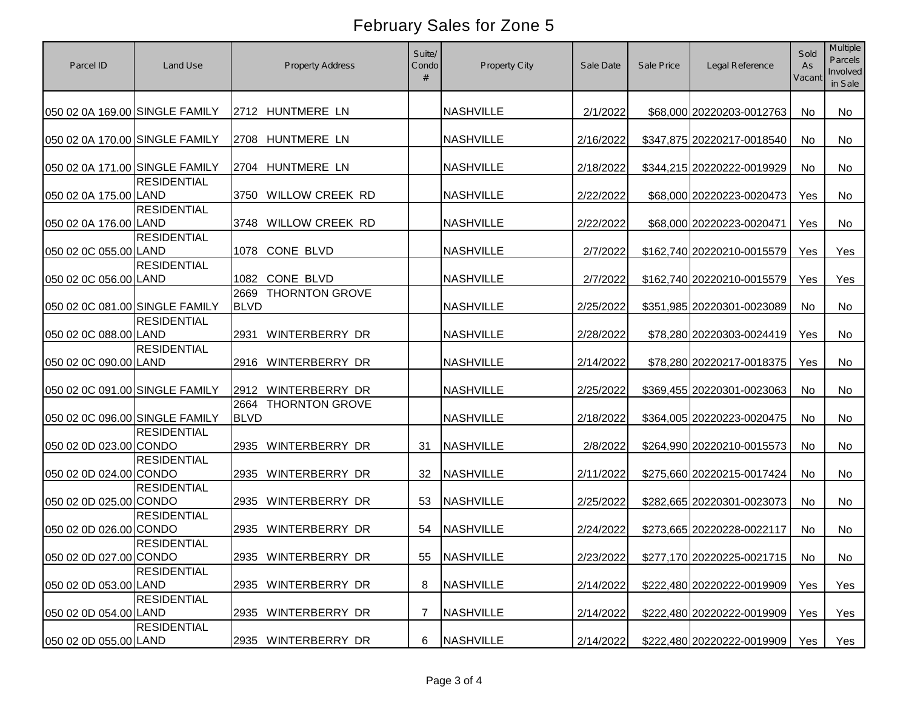# February Sales for Zone 5

| Parcel ID | Land Use | Property Address | Suite/ Condo # | Property City | Sale Date | Sale Price | Legal Reference | Sold As Vacant | Multiple Parcels Involved in Sale |
|---|---|---|---|---|---|---|---|---|---|
| 050 02 0A 169.00 | SINGLE FAMILY | 2712 HUNTMERE LN | | NASHVILLE | 2/1/2022 | $68,000 | 20220203-0012763 | No | No |
| 050 02 0A 170.00 | SINGLE FAMILY | 2708 HUNTMERE LN | | NASHVILLE | 2/16/2022 | $347,875 | 20220217-0018540 | No | No |
| 050 02 0A 171.00 | SINGLE FAMILY | 2704 HUNTMERE LN | | NASHVILLE | 2/18/2022 | $344,215 | 20220222-0019929 | No | No |
| 050 02 0A 175.00 | RESIDENTIAL LAND | 3750 WILLOW CREEK RD | | NASHVILLE | 2/22/2022 | $68,000 | 20220223-0020473 | Yes | No |
| 050 02 0A 176.00 | RESIDENTIAL LAND | 3748 WILLOW CREEK RD | | NASHVILLE | 2/22/2022 | $68,000 | 20220223-0020471 | Yes | No |
| 050 02 0C 055.00 | RESIDENTIAL LAND | 1078 CONE BLVD | | NASHVILLE | 2/7/2022 | $162,740 | 20220210-0015579 | Yes | Yes |
| 050 02 0C 056.00 | RESIDENTIAL LAND | 1082 CONE BLVD | | NASHVILLE | 2/7/2022 | $162,740 | 20220210-0015579 | Yes | Yes |
| 050 02 0C 081.00 | SINGLE FAMILY | 2669 THORNTON GROVE BLVD | | NASHVILLE | 2/25/2022 | $351,985 | 20220301-0023089 | No | No |
| 050 02 0C 088.00 | RESIDENTIAL LAND | 2931 WINTERBERRY DR | | NASHVILLE | 2/28/2022 | $78,280 | 20220303-0024419 | Yes | No |
| 050 02 0C 090.00 | RESIDENTIAL LAND | 2916 WINTERBERRY DR | | NASHVILLE | 2/14/2022 | $78,280 | 20220217-0018375 | Yes | No |
| 050 02 0C 091.00 | SINGLE FAMILY | 2912 WINTERBERRY DR | | NASHVILLE | 2/25/2022 | $369,455 | 20220301-0023063 | No | No |
| 050 02 0C 096.00 | SINGLE FAMILY | 2664 THORNTON GROVE BLVD | | NASHVILLE | 2/18/2022 | $364,005 | 20220223-0020475 | No | No |
| 050 02 0D 023.00 | RESIDENTIAL CONDO | 2935 WINTERBERRY DR | 31 | NASHVILLE | 2/8/2022 | $264,990 | 20220210-0015573 | No | No |
| 050 02 0D 024.00 | RESIDENTIAL CONDO | 2935 WINTERBERRY DR | 32 | NASHVILLE | 2/11/2022 | $275,660 | 20220215-0017424 | No | No |
| 050 02 0D 025.00 | RESIDENTIAL CONDO | 2935 WINTERBERRY DR | 53 | NASHVILLE | 2/25/2022 | $282,665 | 20220301-0023073 | No | No |
| 050 02 0D 026.00 | RESIDENTIAL CONDO | 2935 WINTERBERRY DR | 54 | NASHVILLE | 2/24/2022 | $273,665 | 20220228-0022117 | No | No |
| 050 02 0D 027.00 | RESIDENTIAL CONDO | 2935 WINTERBERRY DR | 55 | NASHVILLE | 2/23/2022 | $277,170 | 20220225-0021715 | No | No |
| 050 02 0D 053.00 | RESIDENTIAL LAND | 2935 WINTERBERRY DR | 8 | NASHVILLE | 2/14/2022 | $222,480 | 20220222-0019909 | Yes | Yes |
| 050 02 0D 054.00 | RESIDENTIAL LAND | 2935 WINTERBERRY DR | 7 | NASHVILLE | 2/14/2022 | $222,480 | 20220222-0019909 | Yes | Yes |
| 050 02 0D 055.00 | RESIDENTIAL LAND | 2935 WINTERBERRY DR | 6 | NASHVILLE | 2/14/2022 | $222,480 | 20220222-0019909 | Yes | Yes |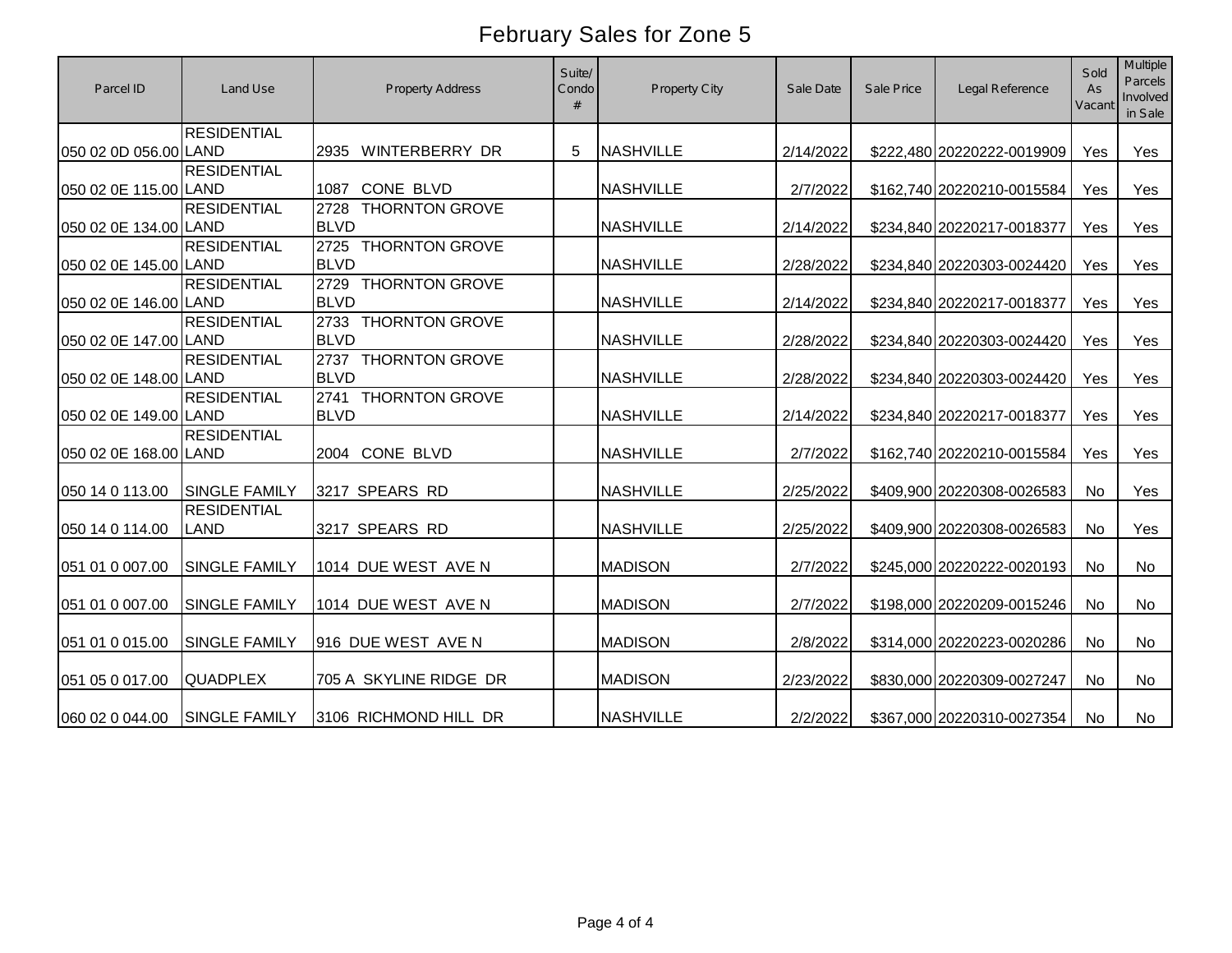# February Sales for Zone 5

| Parcel ID | Land Use | Property Address | Suite/ Condo # | Property City | Sale Date | Sale Price | Legal Reference | Sold As Vacant | Multiple Parcels Involved in Sale |
|---|---|---|---|---|---|---|---|---|---|
| 050 02 0D 056.00 | RESIDENTIAL LAND | 2935 WINTERBERRY DR | 5 | NASHVILLE | 2/14/2022 | $222,480 | 20220222-0019909 | Yes | Yes |
| 050 02 0E 115.00 | RESIDENTIAL LAND | 1087 CONE BLVD | | NASHVILLE | 2/7/2022 | $162,740 | 20220210-0015584 | Yes | Yes |
| 050 02 0E 134.00 | RESIDENTIAL LAND | 2728 THORNTON GROVE BLVD | | NASHVILLE | 2/14/2022 | $234,840 | 20220217-0018377 | Yes | Yes |
| 050 02 0E 145.00 | RESIDENTIAL LAND | 2725 THORNTON GROVE BLVD | | NASHVILLE | 2/28/2022 | $234,840 | 20220303-0024420 | Yes | Yes |
| 050 02 0E 146.00 | RESIDENTIAL LAND | 2729 THORNTON GROVE BLVD | | NASHVILLE | 2/14/2022 | $234,840 | 20220217-0018377 | Yes | Yes |
| 050 02 0E 147.00 | RESIDENTIAL LAND | 2733 THORNTON GROVE BLVD | | NASHVILLE | 2/28/2022 | $234,840 | 20220303-0024420 | Yes | Yes |
| 050 02 0E 148.00 | RESIDENTIAL LAND | 2737 THORNTON GROVE BLVD | | NASHVILLE | 2/28/2022 | $234,840 | 20220303-0024420 | Yes | Yes |
| 050 02 0E 149.00 | RESIDENTIAL LAND | 2741 THORNTON GROVE BLVD | | NASHVILLE | 2/14/2022 | $234,840 | 20220217-0018377 | Yes | Yes |
| 050 02 0E 168.00 | RESIDENTIAL LAND | 2004 CONE BLVD | | NASHVILLE | 2/7/2022 | $162,740 | 20220210-0015584 | Yes | Yes |
| 050 14 0 113.00 | SINGLE FAMILY | 3217 SPEARS RD | | NASHVILLE | 2/25/2022 | $409,900 | 20220308-0026583 | No | Yes |
| 050 14 0 114.00 | RESIDENTIAL LAND | 3217 SPEARS RD | | NASHVILLE | 2/25/2022 | $409,900 | 20220308-0026583 | No | Yes |
| 051 01 0 007.00 | SINGLE FAMILY | 1014 DUE WEST AVE N | | MADISON | 2/7/2022 | $245,000 | 20220222-0020193 | No | No |
| 051 01 0 007.00 | SINGLE FAMILY | 1014 DUE WEST AVE N | | MADISON | 2/7/2022 | $198,000 | 20220209-0015246 | No | No |
| 051 01 0 015.00 | SINGLE FAMILY | 916 DUE WEST AVE N | | MADISON | 2/8/2022 | $314,000 | 20220223-0020286 | No | No |
| 051 05 0 017.00 | QUADPLEX | 705 A SKYLINE RIDGE DR | | MADISON | 2/23/2022 | $830,000 | 20220309-0027247 | No | No |
| 060 02 0 044.00 | SINGLE FAMILY | 3106 RICHMOND HILL DR | | NASHVILLE | 2/2/2022 | $367,000 | 20220310-0027354 | No | No |